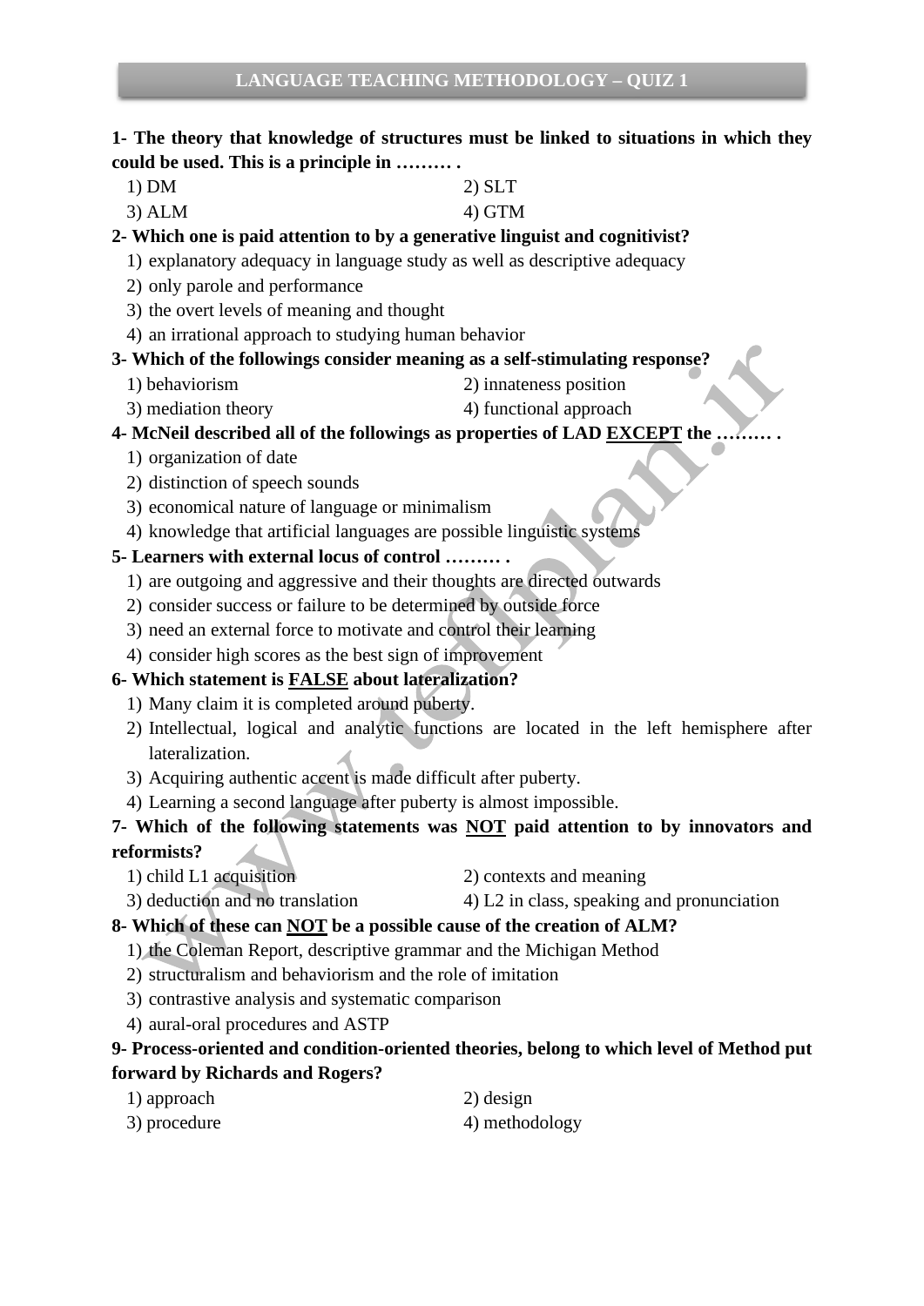## LANGUAGE TEACHING METHODOLOGY – QUIZ 1

**1- The theory that knowledge of structures must be linked to situations in which they could be used. This is a principle in ……… .**

1) DM
2) SLT
3) ALM
4) GTM

**2- Which one is paid attention to by a generative linguist and cognitivist?**

1) explanatory adequacy in language study as well as descriptive adequacy
2) only parole and performance
3) the overt levels of meaning and thought
4) an irrational approach to studying human behavior

**3- Which of the followings consider meaning as a self-stimulating response?**

1) behaviorism
2) innateness position
3) mediation theory
4) functional approach

**4- McNeil described all of the followings as properties of LAD <u>EXCEPT</u> the ……… .**

1) organization of date
2) distinction of speech sounds
3) economical nature of language or minimalism
4) knowledge that artificial languages are possible linguistic systems

**5- Learners with external locus of control ……… .**

1) are outgoing and aggressive and their thoughts are directed outwards
2) consider success or failure to be determined by outside force
3) need an external force to motivate and control their learning
4) consider high scores as the best sign of improvement

**6- Which statement is <u>FALSE</u> about lateralization?**

1) Many claim it is completed around puberty.
2) Intellectual, logical and analytic functions are located in the left hemisphere after lateralization.
3) Acquiring authentic accent is made difficult after puberty.
4) Learning a second language after puberty is almost impossible.

**7- Which of the following statements was <u>NOT</u> paid attention to by innovators and reformists?**

1) child L1 acquisition
2) contexts and meaning
3) deduction and no translation
4) L2 in class, speaking and pronunciation

**8- Which of these can <u>NOT</u> be a possible cause of the creation of ALM?**

1) the Coleman Report, descriptive grammar and the Michigan Method
2) structuralism and behaviorism and the role of imitation
3) contrastive analysis and systematic comparison
4) aural-oral procedures and ASTP

**9- Process-oriented and condition-oriented theories, belong to which level of Method put forward by Richards and Rogers?**

1) approach
2) design
3) procedure
4) methodology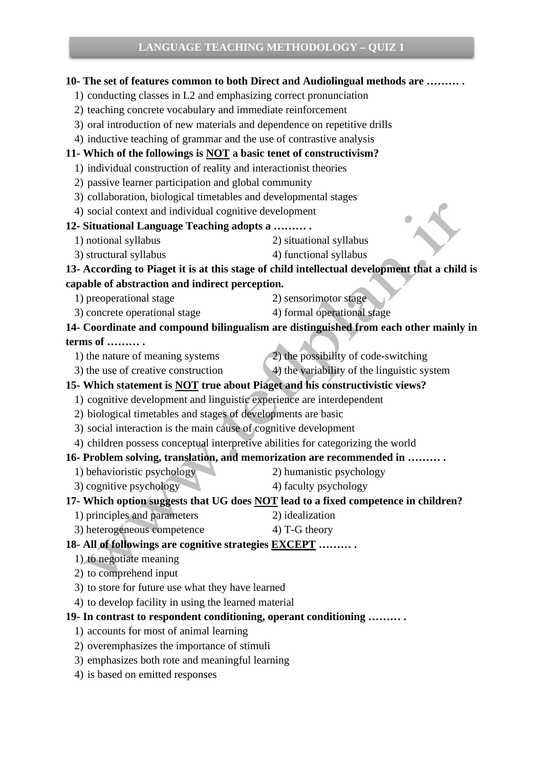**10- The set of features common to both Direct and Audiolingual methods are ……… .**

1) conducting classes in L2 and emphasizing correct pronunciation
2) teaching concrete vocabulary and immediate reinforcement
3) oral introduction of new materials and dependence on repetitive drills
4) inductive teaching of grammar and the use of contrastive analysis

**11- Which of the followings is <u>NOT</u> a basic tenet of constructivism?**

1) individual construction of reality and interactionist theories
2) passive learner participation and global community
3) collaboration, biological timetables and developmental stages
4) social context and individual cognitive development

**12- Situational Language Teaching adopts a ……… .**

1) notional syllabus
2) situational syllabus
3) structural syllabus
4) functional syllabus

**13- According to Piaget it is at this stage of child intellectual development that a child is capable of abstraction and indirect perception.**

1) preoperational stage
2) sensorimotor stage
3) concrete operational stage
4) formal operational stage

**14- Coordinate and compound bilingualism are distinguished from each other mainly in terms of ……… .**

1) the nature of meaning systems
2) the possibility of code-switching
3) the use of creative construction
4) the variability of the linguistic system

**15- Which statement is <u>NOT</u> true about Piaget and his constructivistic views?**

1) cognitive development and linguistic experience are interdependent
2) biological timetables and stages of developments are basic
3) social interaction is the main cause of cognitive development
4) children possess conceptual interpretive abilities for categorizing the world

**16- Problem solving, translation, and memorization are recommended in ……… .**

1) behavioristic psychology
2) humanistic psychology
3) cognitive psychology
4) faculty psychology

**17- Which option suggests that UG does <u>NOT</u> lead to a fixed competence in children?**

1) principles and parameters
2) idealization
3) heterogeneous competence
4) T-G theory

**18- All of followings are cognitive strategies <u>EXCEPT</u> ……… .**

1) to negotiate meaning
2) to comprehend input
3) to store for future use what they have learned
4) to develop facility in using the learned material

**19- In contrast to respondent conditioning, operant conditioning ……… .**

1) accounts for most of animal learning
2) overemphasizes the importance of stimuli
3) emphasizes both rote and meaningful learning
4) is based on emitted responses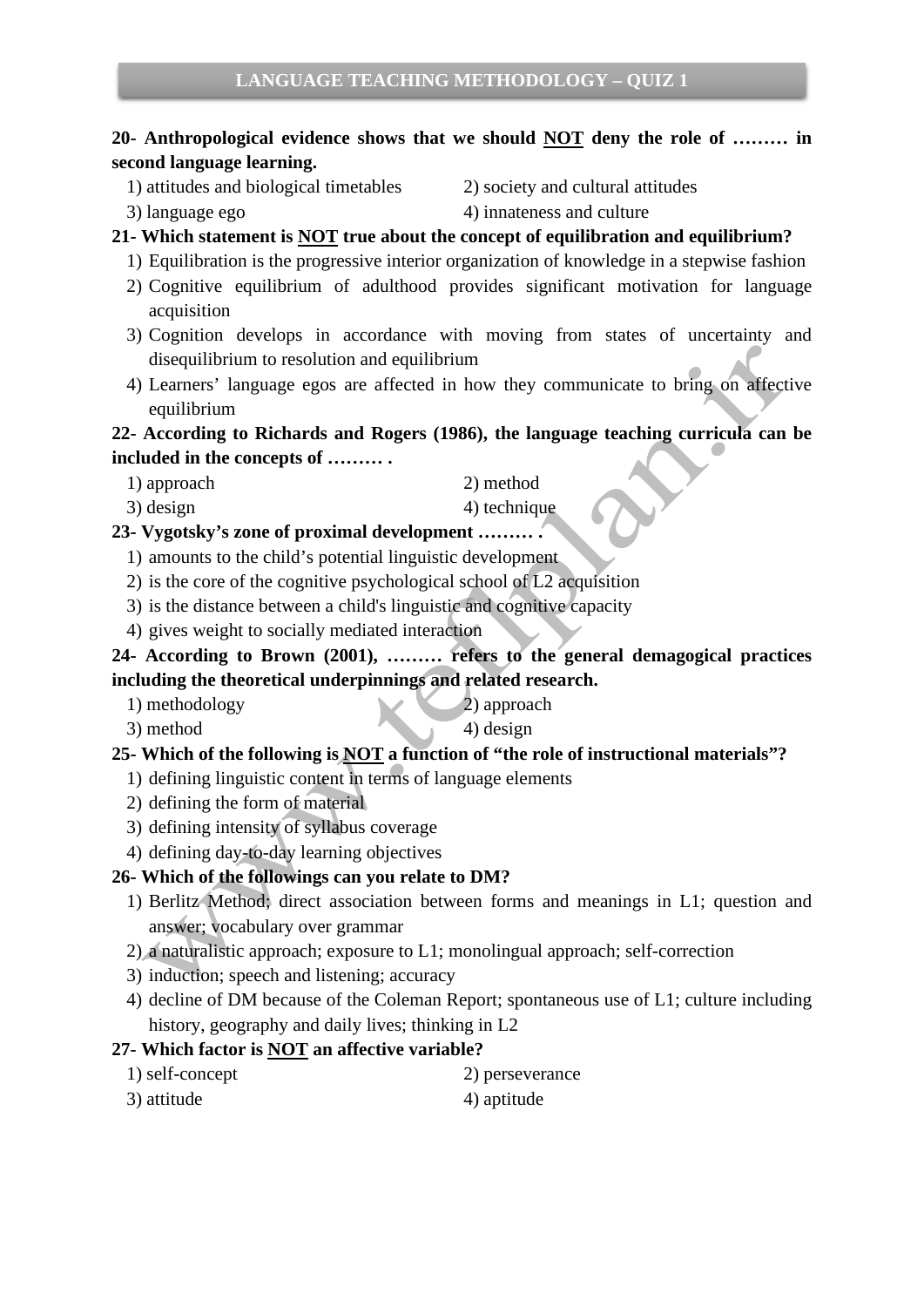**20- Anthropological evidence shows that we should NOT deny the role of ……… in second language learning.**

1) attitudes and biological timetables
2) society and cultural attitudes
3) language ego
4) innateness and culture

**21- Which statement is NOT true about the concept of equilibration and equilibrium?**

1) Equilibration is the progressive interior organization of knowledge in a stepwise fashion
2) Cognitive equilibrium of adulthood provides significant motivation for language acquisition
3) Cognition develops in accordance with moving from states of uncertainty and disequilibrium to resolution and equilibrium
4) Learners' language egos are affected in how they communicate to bring on affective equilibrium

**22- According to Richards and Rogers (1986), the language teaching curricula can be included in the concepts of ……… .**

1) approach
2) method
3) design
4) technique

**23- Vygotsky's zone of proximal development ……… .**

1) amounts to the child's potential linguistic development
2) is the core of the cognitive psychological school of L2 acquisition
3) is the distance between a child's linguistic and cognitive capacity
4) gives weight to socially mediated interaction

**24- According to Brown (2001), ……… refers to the general demagogical practices including the theoretical underpinnings and related research.**

1) methodology
2) approach
3) method
4) design

**25- Which of the following is NOT a function of "the role of instructional materials"?**

1) defining linguistic content in terms of language elements
2) defining the form of material
3) defining intensity of syllabus coverage
4) defining day-to-day learning objectives

**26- Which of the followings can you relate to DM?**

1) Berlitz Method; direct association between forms and meanings in L1; question and answer; vocabulary over grammar
2) a naturalistic approach; exposure to L1; monolingual approach; self-correction
3) induction; speech and listening; accuracy
4) decline of DM because of the Coleman Report; spontaneous use of L1; culture including history, geography and daily lives; thinking in L2

**27- Which factor is NOT an affective variable?**

1) self-concept
2) perseverance
3) attitude
4) aptitude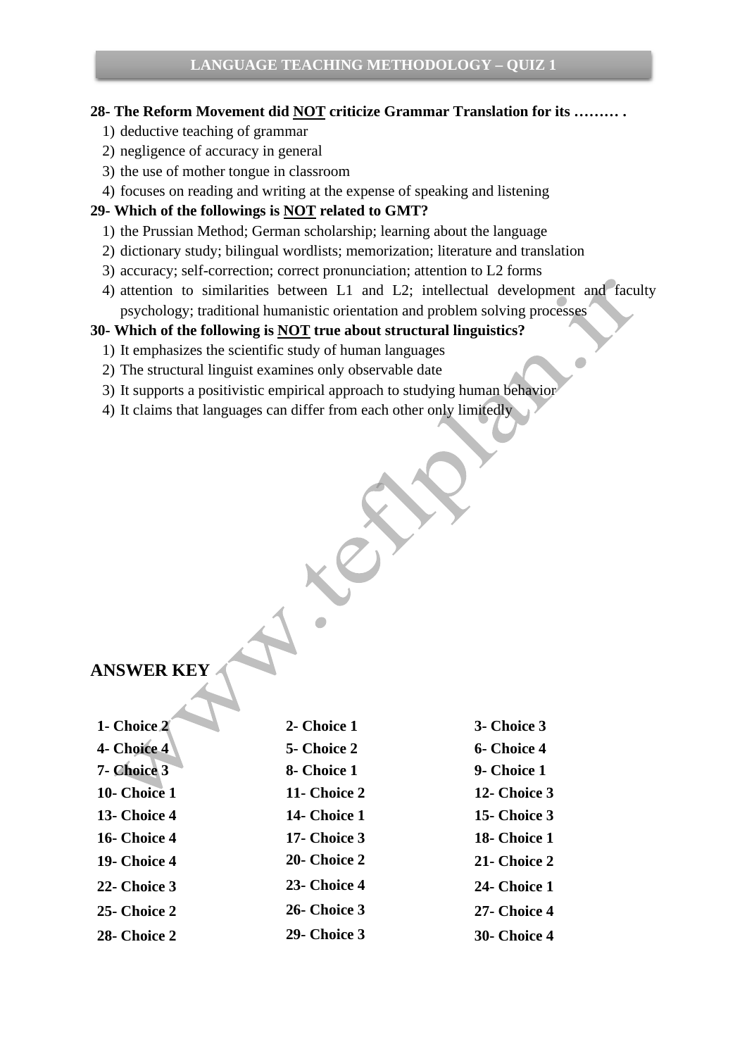**28- The Reform Movement did NOT criticize Grammar Translation for its ……… .**

1) deductive teaching of grammar
2) negligence of accuracy in general
3) the use of mother tongue in classroom
4) focuses on reading and writing at the expense of speaking and listening

**29- Which of the followings is NOT related to GMT?**

1) the Prussian Method; German scholarship; learning about the language
2) dictionary study; bilingual wordlists; memorization; literature and translation
3) accuracy; self-correction; correct pronunciation; attention to L2 forms
4) attention to similarities between L1 and L2; intellectual development and faculty psychology; traditional humanistic orientation and problem solving processes

**30- Which of the following is NOT true about structural linguistics?**

1) It emphasizes the scientific study of human languages
2) The structural linguist examines only observable date
3) It supports a positivistic empirical approach to studying human behavior
4) It claims that languages can differ from each other only limitedly

## ANSWER KEY

| | | |
|---|---|---|
| **1- Choice 2** | **2- Choice 1** | **3- Choice 3** |
| **4- Choice 4** | **5- Choice 2** | **6- Choice 4** |
| **7- Choice 3** | **8- Choice 1** | **9- Choice 1** |
| **10- Choice 1** | **11- Choice 2** | **12- Choice 3** |
| **13- Choice 4** | **14- Choice 1** | **15- Choice 3** |
| **16- Choice 4** | **17- Choice 3** | **18- Choice 1** |
| **19- Choice 4** | **20- Choice 2** | **21- Choice 2** |
| **22- Choice 3** | **23- Choice 4** | **24- Choice 1** |
| **25- Choice 2** | **26- Choice 3** | **27- Choice 4** |
| **28- Choice 2** | **29- Choice 3** | **30- Choice 4** |